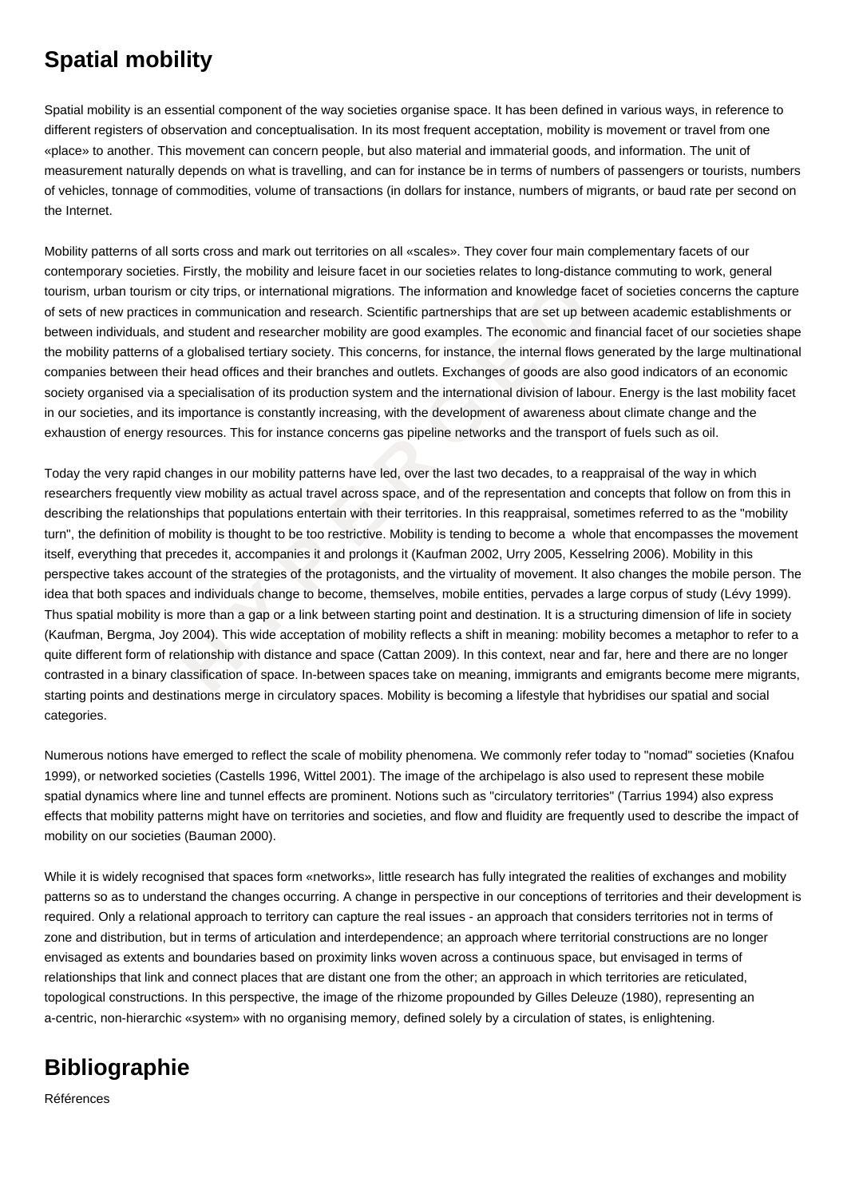# Spatial mobility

Spatial mobility is an essential component of the way societies organise space. It has been defined in various ways, in reference to different registers of observation and conceptualisation. In its most frequent acceptation, mobility is movement or travel from one «place» to another. This movement can concern people, but also material and immaterial goods, and information. The unit of measurement naturally depends on what is travelling, and can for instance be in terms of numbers of passengers or tourists, numbers of vehicles, tonnage of commodities, volume of transactions (in dollars for instance, numbers of migrants, or baud rate per second on the Internet.

Mobility patterns of all sorts cross and mark out territories on all «scales». They cover four main complementary facets of our contemporary societies. Firstly, the mobility and leisure facet in our societies relates to long-distance commuting to work, general tourism, urban tourism or city trips, or international migrations. The information and knowledge facet of societies concerns the capture of sets of new practices in communication and research. Scientific partnerships that are set up between academic establishments or between individuals, and student and researcher mobility are good examples. The economic and financial facet of our societies shape the mobility patterns of a globalised tertiary society. This concerns, for instance, the internal flows generated by the large multinational companies between their head offices and their branches and outlets. Exchanges of goods are also good indicators of an economic society organised via a specialisation of its production system and the international division of labour. Energy is the last mobility facet in our societies, and its importance is constantly increasing, with the development of awareness about climate change and the exhaustion of energy resources. This for instance concerns gas pipeline networks and the transport of fuels such as oil.

Today the very rapid changes in our mobility patterns have led, over the last two decades, to a reappraisal of the way in which researchers frequently view mobility as actual travel across space, and of the representation and concepts that follow on from this in describing the relationships that populations entertain with their territories. In this reappraisal, sometimes referred to as the "mobility turn", the definition of mobility is thought to be too restrictive. Mobility is tending to become a whole that encompasses the movement itself, everything that precedes it, accompanies it and prolongs it (Kaufman 2002, Urry 2005, Kesselring 2006). Mobility in this perspective takes account of the strategies of the protagonists, and the virtuality of movement. It also changes the mobile person. The idea that both spaces and individuals change to become, themselves, mobile entities, pervades a large corpus of study (Lévy 1999). Thus spatial mobility is more than a gap or a link between starting point and destination. It is a structuring dimension of life in society (Kaufman, Bergma, Joy 2004). This wide acceptation of mobility reflects a shift in meaning: mobility becomes a metaphor to refer to a quite different form of relationship with distance and space (Cattan 2009). In this context, near and far, here and there are no longer contrasted in a binary classification of space. In-between spaces take on meaning, immigrants and emigrants become mere migrants, starting points and destinations merge in circulatory spaces. Mobility is becoming a lifestyle that hybridises our spatial and social categories.

Numerous notions have emerged to reflect the scale of mobility phenomena. We commonly refer today to "nomad" societies (Knafou 1999), or networked societies (Castells 1996, Wittel 2001). The image of the archipelago is also used to represent these mobile spatial dynamics where line and tunnel effects are prominent. Notions such as "circulatory territories" (Tarrius 1994) also express effects that mobility patterns might have on territories and societies, and flow and fluidity are frequently used to describe the impact of mobility on our societies (Bauman 2000).

While it is widely recognised that spaces form «networks», little research has fully integrated the realities of exchanges and mobility patterns so as to understand the changes occurring. A change in perspective in our conceptions of territories and their development is required. Only a relational approach to territory can capture the real issues - an approach that considers territories not in terms of zone and distribution, but in terms of articulation and interdependence; an approach where territorial constructions are no longer envisaged as extents and boundaries based on proximity links woven across a continuous space, but envisaged in terms of relationships that link and connect places that are distant one from the other; an approach in which territories are reticulated, topological constructions. In this perspective, the image of the rhizome propounded by Gilles Deleuze (1980), representing an a-centric, non-hierarchic «system» with no organising memory, defined solely by a circulation of states, is enlightening.

# Bibliographie

Références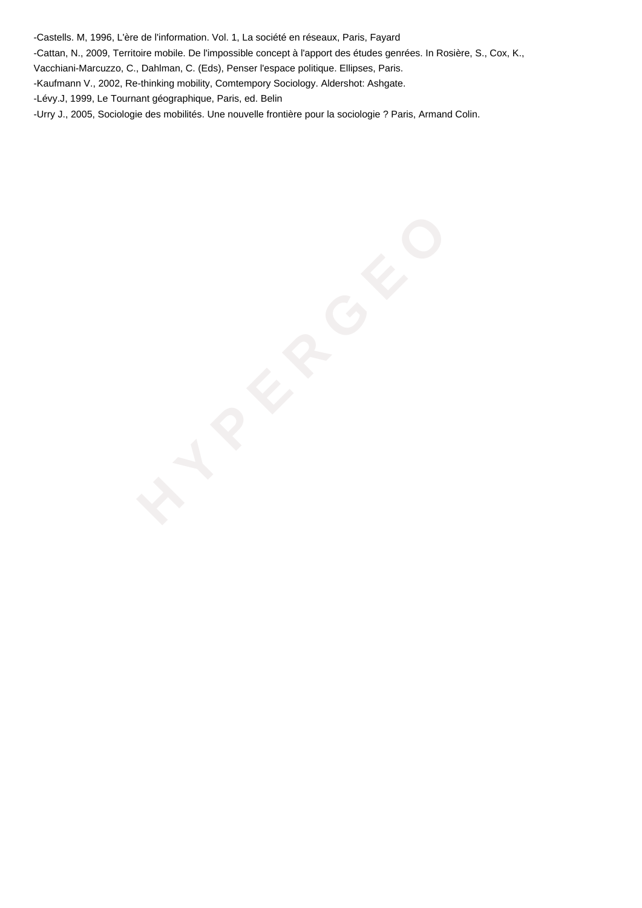-Castells. M, 1996, L'ère de l'information. Vol. 1, La société en réseaux, Paris, Fayard

-Cattan, N., 2009, Territoire mobile. De l'impossible concept à l'apport des études genrées. In Rosière, S., Cox, K., Vacchiani-Marcuzzo, C., Dahlman, C. (Eds), Penser l'espace politique. Ellipses, Paris.

-Kaufmann V., 2002, Re-thinking mobility, Comtempory Sociology. Aldershot: Ashgate.

-Lévy.J, 1999, Le Tournant géographique, Paris, ed. Belin

-Urry J., 2005, Sociologie des mobilités. Une nouvelle frontière pour la sociologie ? Paris, Armand Colin.